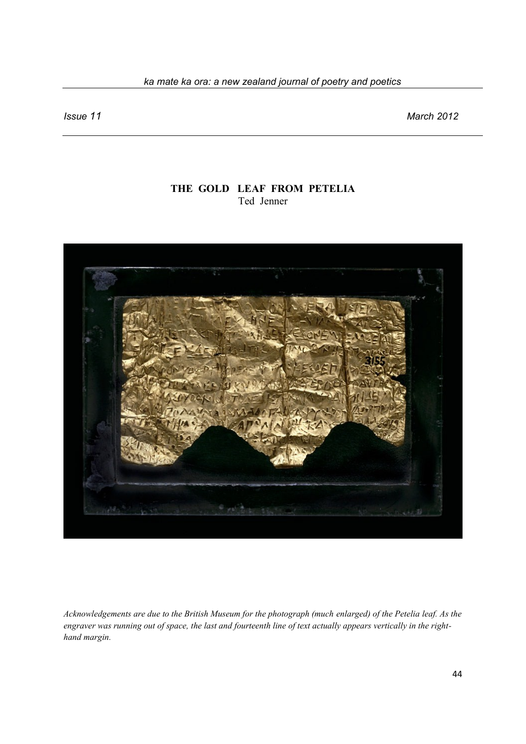# THE GOLD LEAF FROM PETELIA

Ted Jenner

*Acknowledgements are due to the British Museum for the photograph (much enlarged) of the Petelia leaf. As the engraver was running out of space, the last and fourteenth line of text actually appears vertically in the right-hand margin.*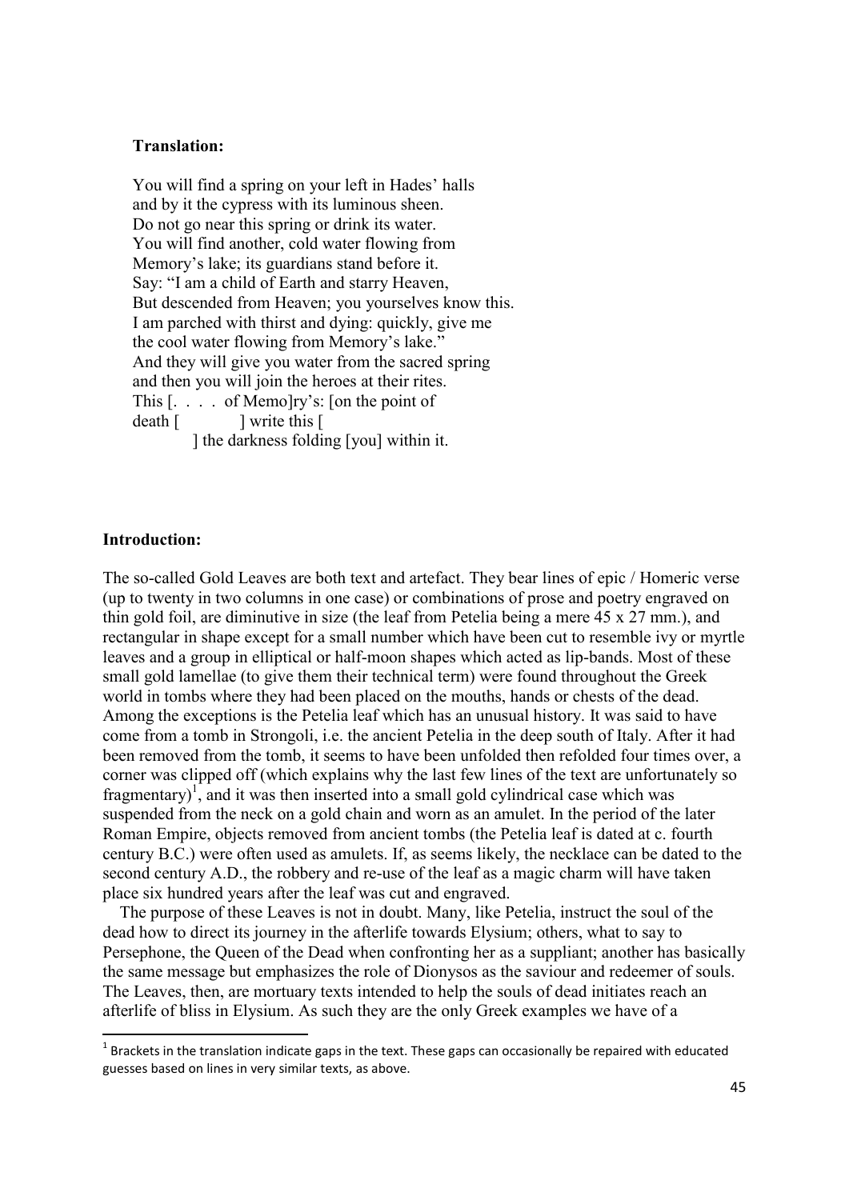**Translation:**

You will find a spring on your left in Hades' halls  
and by it the cypress with its luminous sheen.  
Do not go near this spring or drink its water.  
You will find another, cold water flowing from  
Memory's lake; its guardians stand before it.  
Say: "I am a child of Earth and starry Heaven,  
But descended from Heaven; you yourselves know this.  
I am parched with thirst and dying: quickly, give me  
the cool water flowing from Memory's lake."  
And they will give you water from the sacred spring  
and then you will join the heroes at their rites.  
This [. . . . of Memo]ry's: [on the point of  
death [ ] write this [  
] the darkness folding [you] within it.

**Introduction:**

The so-called Gold Leaves are both text and artefact. They bear lines of epic / Homeric verse (up to twenty in two columns in one case) or combinations of prose and poetry engraved on thin gold foil, are diminutive in size (the leaf from Petelia being a mere 45 x 27 mm.), and rectangular in shape except for a small number which have been cut to resemble ivy or myrtle leaves and a group in elliptical or half-moon shapes which acted as lip-bands. Most of these small gold lamellae (to give them their technical term) were found throughout the Greek world in tombs where they had been placed on the mouths, hands or chests of the dead. Among the exceptions is the Petelia leaf which has an unusual history. It was said to have come from a tomb in Strongoli, i.e. the ancient Petelia in the deep south of Italy. After it had been removed from the tomb, it seems to have been unfolded then refolded four times over, a corner was clipped off (which explains why the last few lines of the text are unfortunately so fragmentary)[1], and it was then inserted into a small gold cylindrical case which was suspended from the neck on a gold chain and worn as an amulet. In the period of the later Roman Empire, objects removed from ancient tombs (the Petelia leaf is dated at c. fourth century B.C.) were often used as amulets. If, as seems likely, the necklace can be dated to the second century A.D., the robbery and re-use of the leaf as a magic charm will have taken place six hundred years after the leaf was cut and engraved.

The purpose of these Leaves is not in doubt. Many, like Petelia, instruct the soul of the dead how to direct its journey in the afterlife towards Elysium; others, what to say to Persephone, the Queen of the Dead when confronting her as a suppliant; another has basically the same message but emphasizes the role of Dionysos as the saviour and redeemer of souls. The Leaves, then, are mortuary texts intended to help the souls of dead initiates reach an afterlife of bliss in Elysium. As such they are the only Greek examples we have of a

[1] Brackets in the translation indicate gaps in the text. These gaps can occasionally be repaired with educated guesses based on lines in very similar texts, as above.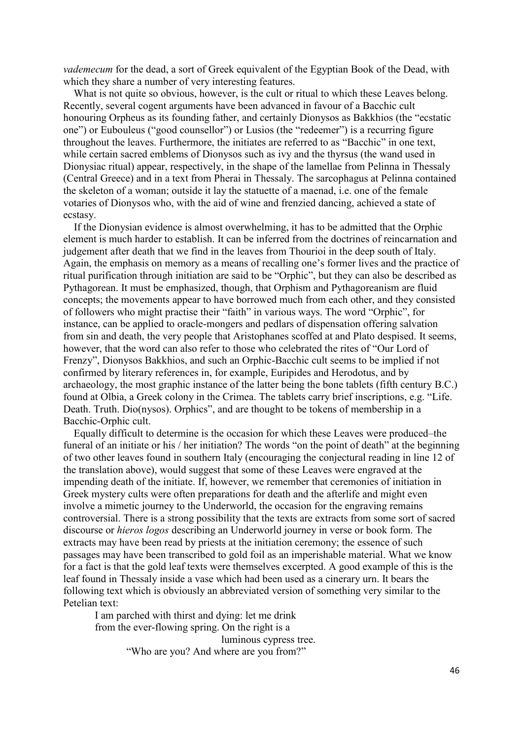*vademecum* for the dead, a sort of Greek equivalent of the Egyptian Book of the Dead, with which they share a number of very interesting features.

What is not quite so obvious, however, is the cult or ritual to which these Leaves belong. Recently, several cogent arguments have been advanced in favour of a Bacchic cult honouring Orpheus as its founding father, and certainly Dionysos as Bakkhios (the "ecstatic one") or Eubouleus ("good counsellor") or Lusios (the "redeemer") is a recurring figure throughout the leaves. Furthermore, the initiates are referred to as "Bacchic" in one text, while certain sacred emblems of Dionysos such as ivy and the thyrsus (the wand used in Dionysiac ritual) appear, respectively, in the shape of the lamellae from Pelinna in Thessaly (Central Greece) and in a text from Pherai in Thessaly. The sarcophagus at Pelinna contained the skeleton of a woman; outside it lay the statuette of a maenad, i.e. one of the female votaries of Dionysos who, with the aid of wine and frenzied dancing, achieved a state of ecstasy.

If the Dionysian evidence is almost overwhelming, it has to be admitted that the Orphic element is much harder to establish. It can be inferred from the doctrines of reincarnation and judgement after death that we find in the leaves from Thourioi in the deep south of Italy. Again, the emphasis on memory as a means of recalling one's former lives and the practice of ritual purification through initiation are said to be "Orphic", but they can also be described as Pythagorean. It must be emphasized, though, that Orphism and Pythagoreanism are fluid concepts; the movements appear to have borrowed much from each other, and they consisted of followers who might practise their "faith" in various ways. The word "Orphic", for instance, can be applied to oracle-mongers and pedlars of dispensation offering salvation from sin and death, the very people that Aristophanes scoffed at and Plato despised. It seems, however, that the word can also refer to those who celebrated the rites of "Our Lord of Frenzy", Dionysos Bakkhios, and such an Orphic-Bacchic cult seems to be implied if not confirmed by literary references in, for example, Euripides and Herodotus, and by archaeology, the most graphic instance of the latter being the bone tablets (fifth century B.C.) found at Olbia, a Greek colony in the Crimea. The tablets carry brief inscriptions, e.g. "Life. Death. Truth. Dio(nysos). Orphics", and are thought to be tokens of membership in a Bacchic-Orphic cult.

Equally difficult to determine is the occasion for which these Leaves were produced–the funeral of an initiate or his / her initiation? The words "on the point of death" at the beginning of two other leaves found in southern Italy (encouraging the conjectural reading in line 12 of the translation above), would suggest that some of these Leaves were engraved at the impending death of the initiate. If, however, we remember that ceremonies of initiation in Greek mystery cults were often preparations for death and the afterlife and might even involve a mimetic journey to the Underworld, the occasion for the engraving remains controversial. There is a strong possibility that the texts are extracts from some sort of sacred discourse or *hieros logos* describing an Underworld journey in verse or book form. The extracts may have been read by priests at the initiation ceremony; the essence of such passages may have been transcribed to gold foil as an imperishable material. What we know for a fact is that the gold leaf texts were themselves excerpted. A good example of this is the leaf found in Thessaly inside a vase which had been used as a cinerary urn. It bears the following text which is obviously an abbreviated version of something very similar to the Petelian text:

> I am parched with thirst and dying: let me drink
> from the ever-flowing spring. On the right is a
> luminous cypress tree.
> "Who are you? And where are you from?"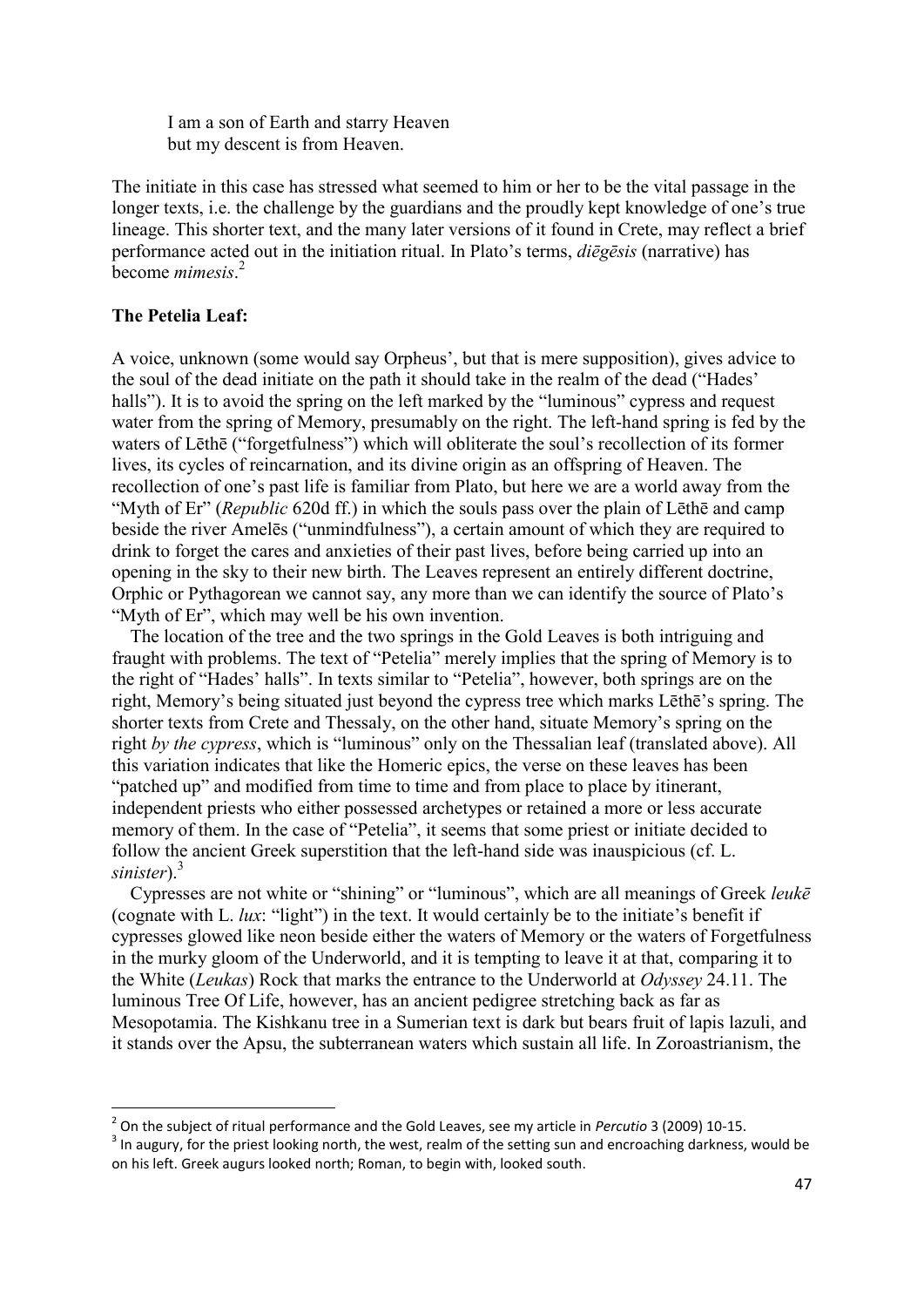> I am a son of Earth and starry Heaven
> but my descent is from Heaven.

The initiate in this case has stressed what seemed to him or her to be the vital passage in the longer texts, i.e. the challenge by the guardians and the proudly kept knowledge of one's true lineage. This shorter text, and the many later versions of it found in Crete, may reflect a brief performance acted out in the initiation ritual. In Plato's terms, *diēgēsis* (narrative) has become *mimesis*.[2]

**The Petelia Leaf:**

A voice, unknown (some would say Orpheus', but that is mere supposition), gives advice to the soul of the dead initiate on the path it should take in the realm of the dead ("Hades' halls"). It is to avoid the spring on the left marked by the "luminous" cypress and request water from the spring of Memory, presumably on the right. The left-hand spring is fed by the waters of Lēthē ("forgetfulness") which will obliterate the soul's recollection of its former lives, its cycles of reincarnation, and its divine origin as an offspring of Heaven. The recollection of one's past life is familiar from Plato, but here we are a world away from the "Myth of Er" (*Republic* 620d ff.) in which the souls pass over the plain of Lēthē and camp beside the river Amelēs ("unmindfulness"), a certain amount of which they are required to drink to forget the cares and anxieties of their past lives, before being carried up into an opening in the sky to their new birth. The Leaves represent an entirely different doctrine, Orphic or Pythagorean we cannot say, any more than we can identify the source of Plato's "Myth of Er", which may well be his own invention.

The location of the tree and the two springs in the Gold Leaves is both intriguing and fraught with problems. The text of "Petelia" merely implies that the spring of Memory is to the right of "Hades' halls". In texts similar to "Petelia", however, both springs are on the right, Memory's being situated just beyond the cypress tree which marks Lēthē's spring. The shorter texts from Crete and Thessaly, on the other hand, situate Memory's spring on the right *by the cypress*, which is "luminous" only on the Thessalian leaf (translated above). All this variation indicates that like the Homeric epics, the verse on these leaves has been "patched up" and modified from time to time and from place to place by itinerant, independent priests who either possessed archetypes or retained a more or less accurate memory of them. In the case of "Petelia", it seems that some priest or initiate decided to follow the ancient Greek superstition that the left-hand side was inauspicious (cf. L. *sinister*).[3]

Cypresses are not white or "shining" or "luminous", which are all meanings of Greek *leukē* (cognate with L. *lux*: "light") in the text. It would certainly be to the initiate's benefit if cypresses glowed like neon beside either the waters of Memory or the waters of Forgetfulness in the murky gloom of the Underworld, and it is tempting to leave it at that, comparing it to the White (*Leukas*) Rock that marks the entrance to the Underworld at *Odyssey* 24.11. The luminous Tree Of Life, however, has an ancient pedigree stretching back as far as Mesopotamia. The Kishkanu tree in a Sumerian text is dark but bears fruit of lapis lazuli, and it stands over the Apsu, the subterranean waters which sustain all life. In Zoroastrianism, the

---

[2] On the subject of ritual performance and the Gold Leaves, see my article in *Percutio* 3 (2009) 10-15.

[3] In augury, for the priest looking north, the west, realm of the setting sun and encroaching darkness, would be on his left. Greek augurs looked north; Roman, to begin with, looked south.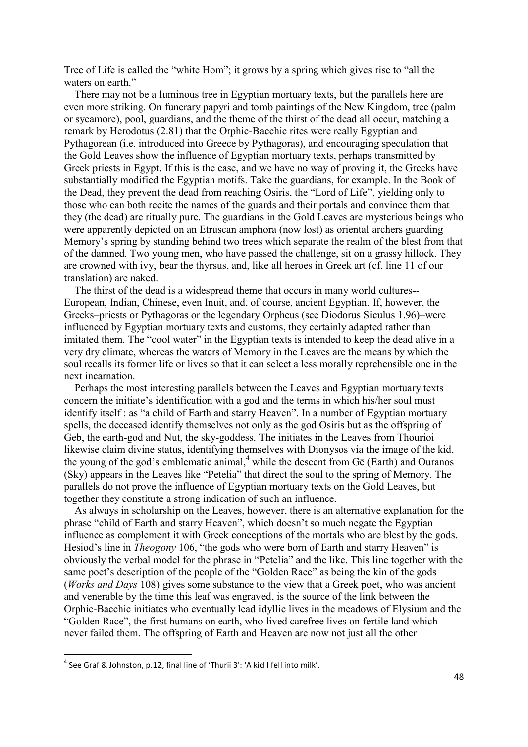Tree of Life is called the "white Hom"; it grows by a spring which gives rise to "all the waters on earth."

There may not be a luminous tree in Egyptian mortuary texts, but the parallels here are even more striking. On funerary papyri and tomb paintings of the New Kingdom, tree (palm or sycamore), pool, guardians, and the theme of the thirst of the dead all occur, matching a remark by Herodotus (2.81) that the Orphic-Bacchic rites were really Egyptian and Pythagorean (i.e. introduced into Greece by Pythagoras), and encouraging speculation that the Gold Leaves show the influence of Egyptian mortuary texts, perhaps transmitted by Greek priests in Egypt. If this is the case, and we have no way of proving it, the Greeks have substantially modified the Egyptian motifs. Take the guardians, for example. In the Book of the Dead, they prevent the dead from reaching Osiris, the "Lord of Life", yielding only to those who can both recite the names of the guards and their portals and convince them that they (the dead) are ritually pure. The guardians in the Gold Leaves are mysterious beings who were apparently depicted on an Etruscan amphora (now lost) as oriental archers guarding Memory's spring by standing behind two trees which separate the realm of the blest from that of the damned. Two young men, who have passed the challenge, sit on a grassy hillock. They are crowned with ivy, bear the thyrsus, and, like all heroes in Greek art (cf. line 11 of our translation) are naked.

The thirst of the dead is a widespread theme that occurs in many world cultures--European, Indian, Chinese, even Inuit, and, of course, ancient Egyptian. If, however, the Greeks–priests or Pythagoras or the legendary Orpheus (see Diodorus Siculus 1.96)–were influenced by Egyptian mortuary texts and customs, they certainly adapted rather than imitated them. The "cool water" in the Egyptian texts is intended to keep the dead alive in a very dry climate, whereas the waters of Memory in the Leaves are the means by which the soul recalls its former life or lives so that it can select a less morally reprehensible one in the next incarnation.

Perhaps the most interesting parallels between the Leaves and Egyptian mortuary texts concern the initiate's identification with a god and the terms in which his/her soul must identify itself : as "a child of Earth and starry Heaven". In a number of Egyptian mortuary spells, the deceased identify themselves not only as the god Osiris but as the offspring of Geb, the earth-god and Nut, the sky-goddess. The initiates in the Leaves from Thourioi likewise claim divine status, identifying themselves with Dionysos via the image of the kid, the young of the god's emblematic animal,[4] while the descent from Gē (Earth) and Ouranos (Sky) appears in the Leaves like "Petelia" that direct the soul to the spring of Memory. The parallels do not prove the influence of Egyptian mortuary texts on the Gold Leaves, but together they constitute a strong indication of such an influence.

As always in scholarship on the Leaves, however, there is an alternative explanation for the phrase "child of Earth and starry Heaven", which doesn't so much negate the Egyptian influence as complement it with Greek conceptions of the mortals who are blest by the gods. Hesiod's line in *Theogony* 106, "the gods who were born of Earth and starry Heaven" is obviously the verbal model for the phrase in "Petelia" and the like. This line together with the same poet's description of the people of the "Golden Race" as being the kin of the gods (*Works and Days* 108) gives some substance to the view that a Greek poet, who was ancient and venerable by the time this leaf was engraved, is the source of the link between the Orphic-Bacchic initiates who eventually lead idyllic lives in the meadows of Elysium and the "Golden Race", the first humans on earth, who lived carefree lives on fertile land which never failed them. The offspring of Earth and Heaven are now not just all the other

[4] See Graf & Johnston, p.12, final line of 'Thurii 3': 'A kid I fell into milk'.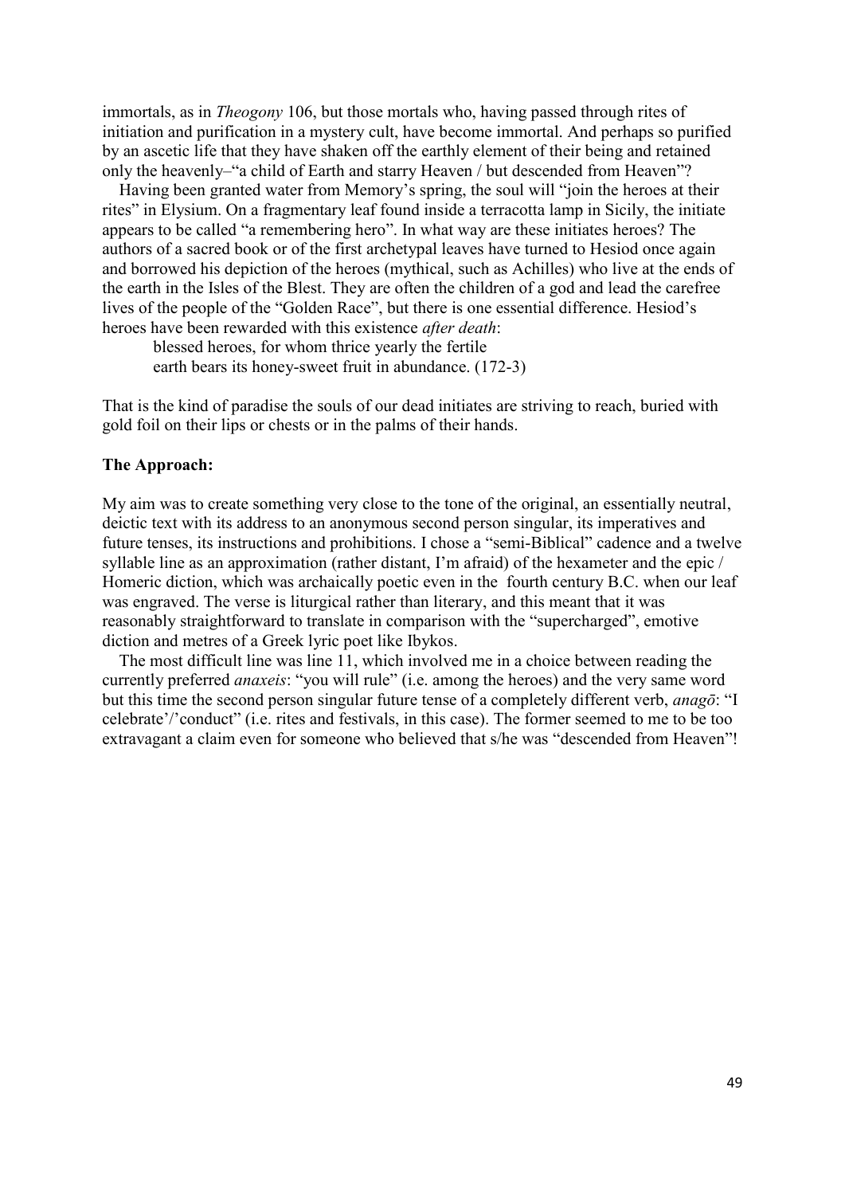immortals, as in *Theogony* 106, but those mortals who, having passed through rites of initiation and purification in a mystery cult, have become immortal. And perhaps so purified by an ascetic life that they have shaken off the earthly element of their being and retained only the heavenly–"a child of Earth and starry Heaven / but descended from Heaven"?

Having been granted water from Memory's spring, the soul will "join the heroes at their rites" in Elysium. On a fragmentary leaf found inside a terracotta lamp in Sicily, the initiate appears to be called "a remembering hero". In what way are these initiates heroes? The authors of a sacred book or of the first archetypal leaves have turned to Hesiod once again and borrowed his depiction of the heroes (mythical, such as Achilles) who live at the ends of the earth in the Isles of the Blest. They are often the children of a god and lead the carefree lives of the people of the "Golden Race", but there is one essential difference. Hesiod's heroes have been rewarded with this existence *after death*:

> blessed heroes, for whom thrice yearly the fertile
> earth bears its honey-sweet fruit in abundance. (172-3)

That is the kind of paradise the souls of our dead initiates are striving to reach, buried with gold foil on their lips or chests or in the palms of their hands.

**The Approach:**

My aim was to create something very close to the tone of the original, an essentially neutral, deictic text with its address to an anonymous second person singular, its imperatives and future tenses, its instructions and prohibitions. I chose a "semi-Biblical" cadence and a twelve syllable line as an approximation (rather distant, I'm afraid) of the hexameter and the epic / Homeric diction, which was archaically poetic even in the fourth century B.C. when our leaf was engraved. The verse is liturgical rather than literary, and this meant that it was reasonably straightforward to translate in comparison with the "supercharged", emotive diction and metres of a Greek lyric poet like Ibykos.

The most difficult line was line 11, which involved me in a choice between reading the currently preferred *anaxeis*: "you will rule" (i.e. among the heroes) and the very same word but this time the second person singular future tense of a completely different verb, *anagō*: "I celebrate'/'conduct" (i.e. rites and festivals, in this case). The former seemed to me to be too extravagant a claim even for someone who believed that s/he was "descended from Heaven"!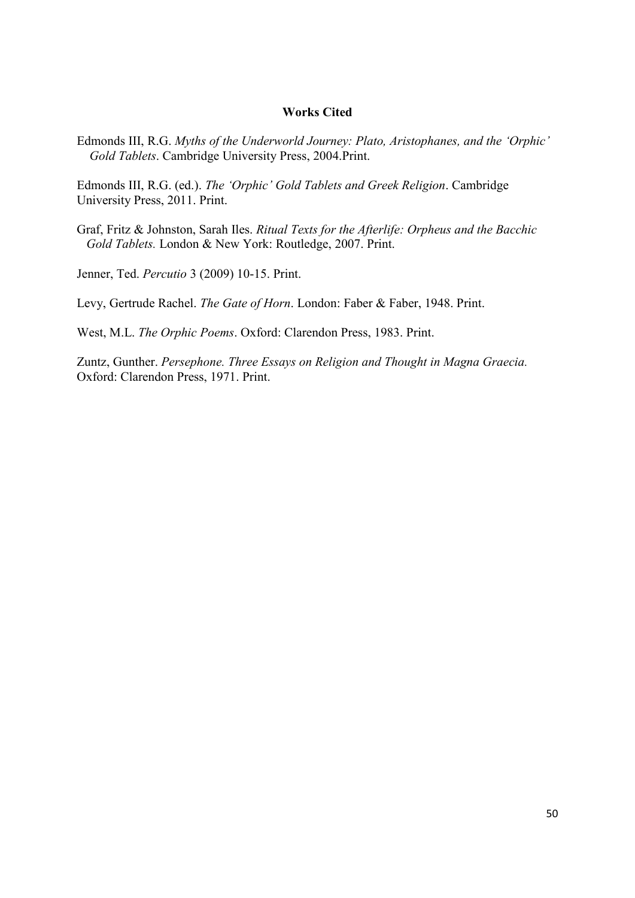**Works Cited**

Edmonds III, R.G. *Myths of the Underworld Journey: Plato, Aristophanes, and the 'Orphic' Gold Tablets*. Cambridge University Press, 2004.Print.

Edmonds III, R.G. (ed.). *The 'Orphic' Gold Tablets and Greek Religion*. Cambridge University Press, 2011. Print.

Graf, Fritz & Johnston, Sarah Iles. *Ritual Texts for the Afterlife: Orpheus and the Bacchic Gold Tablets.* London & New York: Routledge, 2007. Print.

Jenner, Ted. *Percutio* 3 (2009) 10-15. Print.

Levy, Gertrude Rachel. *The Gate of Horn*. London: Faber & Faber, 1948. Print.

West, M.L. *The Orphic Poems*. Oxford: Clarendon Press, 1983. Print.

Zuntz, Gunther. *Persephone. Three Essays on Religion and Thought in Magna Graecia.* Oxford: Clarendon Press, 1971. Print.